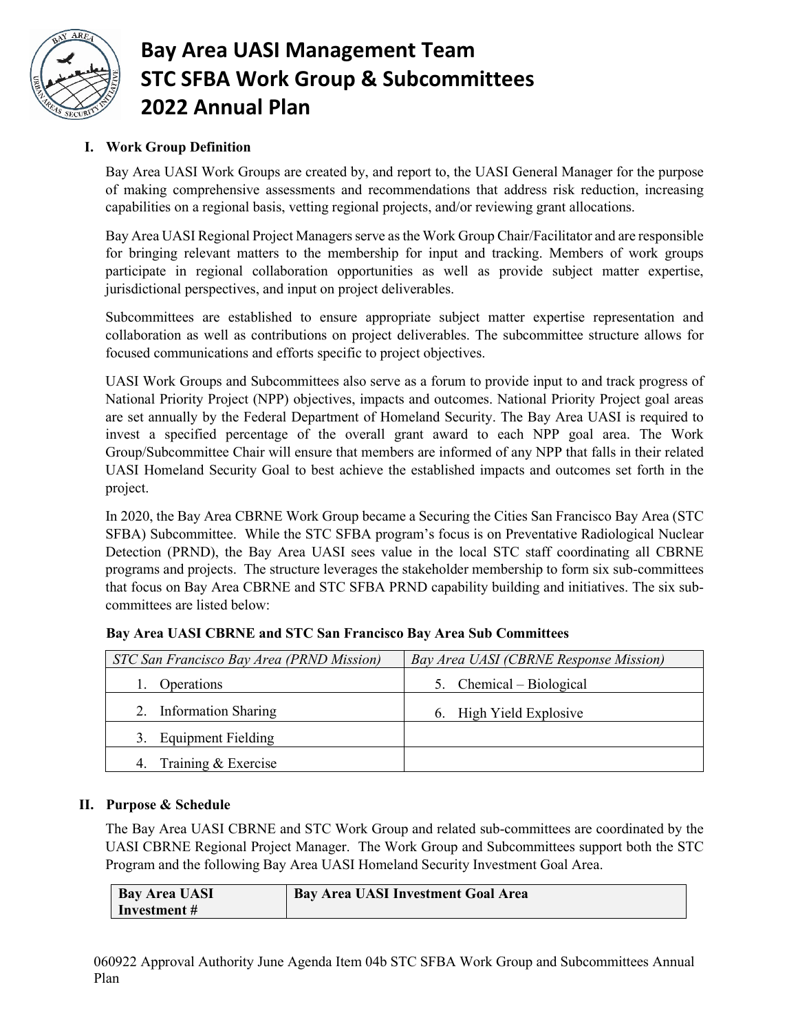# Bay Area UASI Management Team
# STC SFBA Work Group & Subcommittees
# 2022 Annual Plan

## I. Work Group Definition

Bay Area UASI Work Groups are created by, and report to, the UASI General Manager for the purpose of making comprehensive assessments and recommendations that address risk reduction, increasing capabilities on a regional basis, vetting regional projects, and/or reviewing grant allocations.

Bay Area UASI Regional Project Managers serve as the Work Group Chair/Facilitator and are responsible for bringing relevant matters to the membership for input and tracking. Members of work groups participate in regional collaboration opportunities as well as provide subject matter expertise, jurisdictional perspectives, and input on project deliverables.

Subcommittees are established to ensure appropriate subject matter expertise representation and collaboration as well as contributions on project deliverables. The subcommittee structure allows for focused communications and efforts specific to project objectives.

UASI Work Groups and Subcommittees also serve as a forum to provide input to and track progress of National Priority Project (NPP) objectives, impacts and outcomes. National Priority Project goal areas are set annually by the Federal Department of Homeland Security. The Bay Area UASI is required to invest a specified percentage of the overall grant award to each NPP goal area. The Work Group/Subcommittee Chair will ensure that members are informed of any NPP that falls in their related UASI Homeland Security Goal to best achieve the established impacts and outcomes set forth in the project.

In 2020, the Bay Area CBRNE Work Group became a Securing the Cities San Francisco Bay Area (STC SFBA) Subcommittee. While the STC SFBA program's focus is on Preventative Radiological Nuclear Detection (PRND), the Bay Area UASI sees value in the local STC staff coordinating all CBRNE programs and projects. The structure leverages the stakeholder membership to form six sub-committees that focus on Bay Area CBRNE and STC SFBA PRND capability building and initiatives. The six sub-committees are listed below:

**Bay Area UASI CBRNE and STC San Francisco Bay Area Sub Committees**

| *STC San Francisco Bay Area (PRND Mission)* | *Bay Area UASI (CBRNE Response Mission)* |
|---|---|
| 1. Operations | 5. Chemical – Biological |
| 2. Information Sharing | 6. High Yield Explosive |
| 3. Equipment Fielding | |
| 4. Training & Exercise | |

## II. Purpose & Schedule

The Bay Area UASI CBRNE and STC Work Group and related sub-committees are coordinated by the UASI CBRNE Regional Project Manager. The Work Group and Subcommittees support both the STC Program and the following Bay Area UASI Homeland Security Investment Goal Area.

| Bay Area UASI Investment # | Bay Area UASI Investment Goal Area |
|---|---|

060922 Approval Authority June Agenda Item 04b STC SFBA Work Group and Subcommittees Annual Plan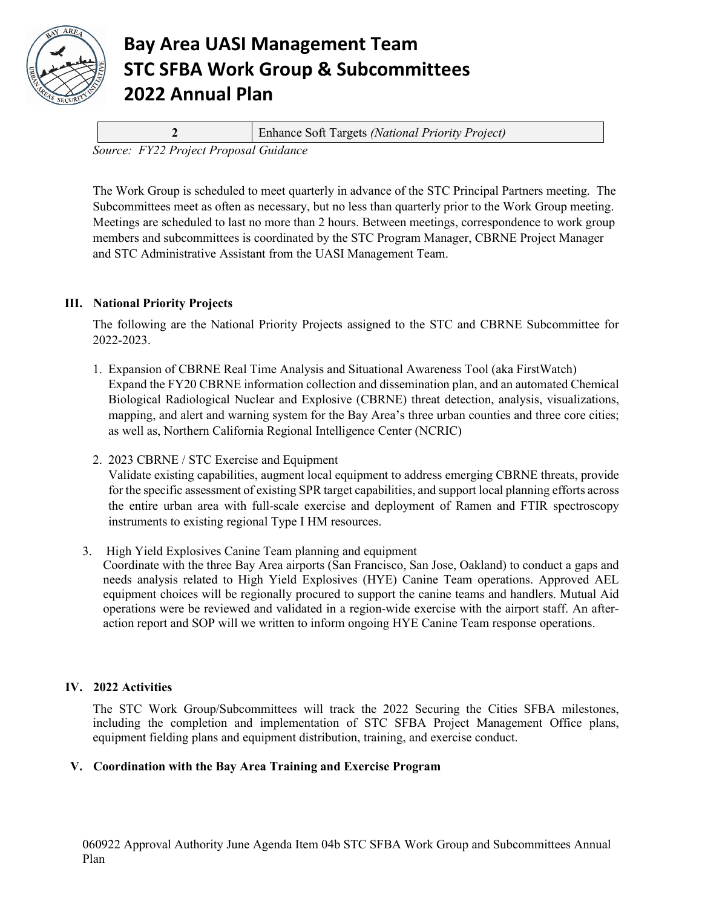| 2 | Enhance Soft Targets *(National Priority Project)* |
|---|---|

*Source: FY22 Project Proposal Guidance*

The Work Group is scheduled to meet quarterly in advance of the STC Principal Partners meeting. The Subcommittees meet as often as necessary, but no less than quarterly prior to the Work Group meeting. Meetings are scheduled to last no more than 2 hours. Between meetings, correspondence to work group members and subcommittees is coordinated by the STC Program Manager, CBRNE Project Manager and STC Administrative Assistant from the UASI Management Team.

## III. National Priority Projects

The following are the National Priority Projects assigned to the STC and CBRNE Subcommittee for 2022-2023.

1. Expansion of CBRNE Real Time Analysis and Situational Awareness Tool (aka FirstWatch)
   Expand the FY20 CBRNE information collection and dissemination plan, and an automated Chemical Biological Radiological Nuclear and Explosive (CBRNE) threat detection, analysis, visualizations, mapping, and alert and warning system for the Bay Area's three urban counties and three core cities; as well as, Northern California Regional Intelligence Center (NCRIC)

2. 2023 CBRNE / STC Exercise and Equipment
   Validate existing capabilities, augment local equipment to address emerging CBRNE threats, provide for the specific assessment of existing SPR target capabilities, and support local planning efforts across the entire urban area with full-scale exercise and deployment of Ramen and FTIR spectroscopy instruments to existing regional Type I HM resources.

3. High Yield Explosives Canine Team planning and equipment
   Coordinate with the three Bay Area airports (San Francisco, San Jose, Oakland) to conduct a gaps and needs analysis related to High Yield Explosives (HYE) Canine Team operations. Approved AEL equipment choices will be regionally procured to support the canine teams and handlers. Mutual Aid operations were be reviewed and validated in a region-wide exercise with the airport staff. An after-action report and SOP will we written to inform ongoing HYE Canine Team response operations.

## IV. 2022 Activities

The STC Work Group/Subcommittees will track the 2022 Securing the Cities SFBA milestones, including the completion and implementation of STC SFBA Project Management Office plans, equipment fielding plans and equipment distribution, training, and exercise conduct.

## V. Coordination with the Bay Area Training and Exercise Program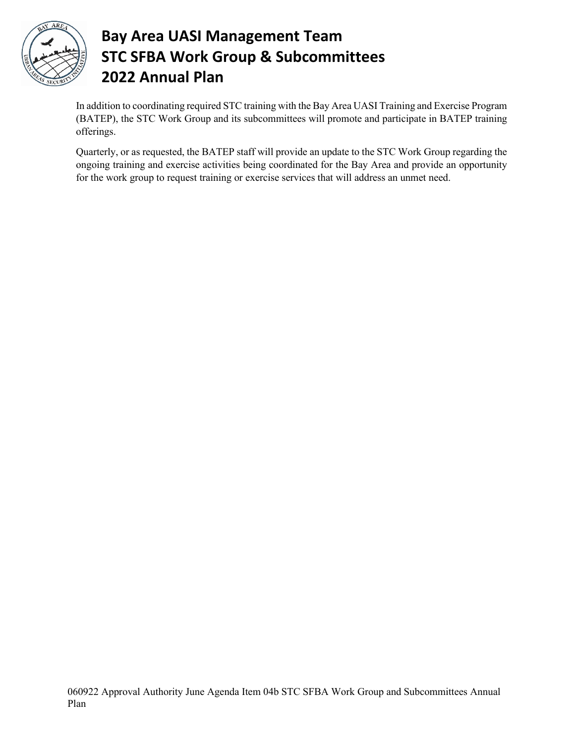In addition to coordinating required STC training with the Bay Area UASI Training and Exercise Program (BATEP), the STC Work Group and its subcommittees will promote and participate in BATEP training offerings.

Quarterly, or as requested, the BATEP staff will provide an update to the STC Work Group regarding the ongoing training and exercise activities being coordinated for the Bay Area and provide an opportunity for the work group to request training or exercise services that will address an unmet need.